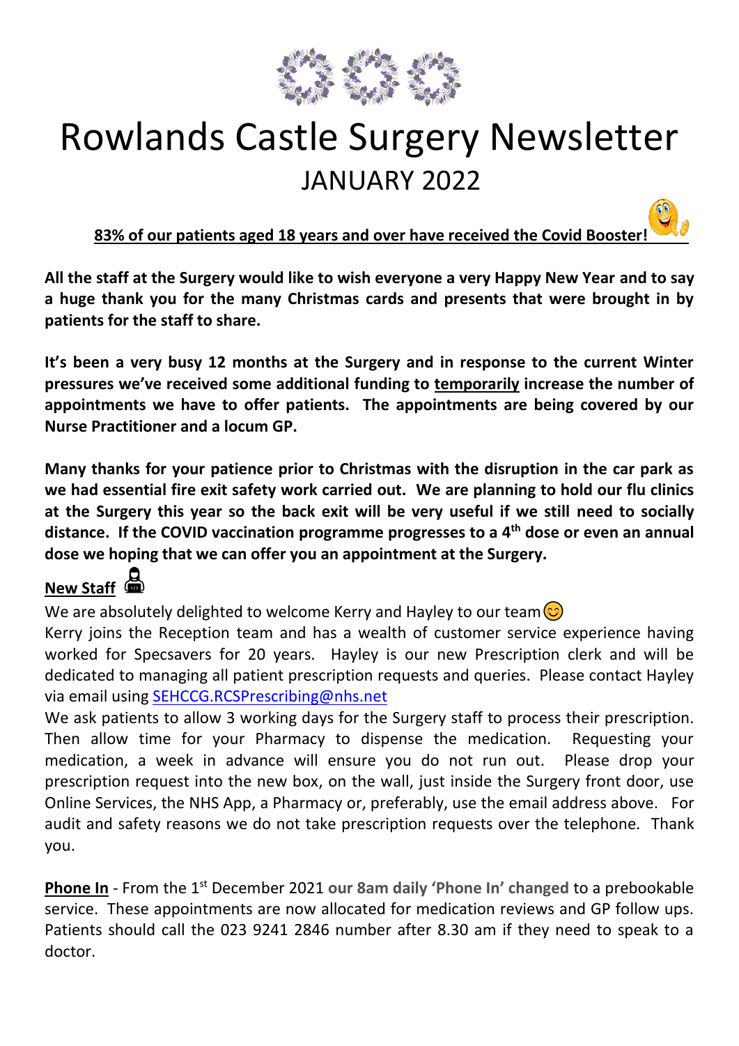# Rowlands Castle Surgery Newsletter

## JANUARY 2022

**83% of our patients aged 18 years and over have received the Covid Booster!**

**All the staff at the Surgery would like to wish everyone a very Happy New Year and to say a huge thank you for the many Christmas cards and presents that were brought in by patients for the staff to share.**

**It's been a very busy 12 months at the Surgery and in response to the current Winter pressures we've received some additional funding to temporarily increase the number of appointments we have to offer patients. The appointments are being covered by our Nurse Practitioner and a locum GP.**

**Many thanks for your patience prior to Christmas with the disruption in the car park as we had essential fire exit safety work carried out. We are planning to hold our flu clinics at the Surgery this year so the back exit will be very useful if we still need to socially distance. If the COVID vaccination programme progresses to a 4th dose or even an annual dose we hoping that we can offer you an appointment at the Surgery.**

**New Staff**

We are absolutely delighted to welcome Kerry and Hayley to our team 😊

Kerry joins the Reception team and has a wealth of customer service experience having worked for Specsavers for 20 years. Hayley is our new Prescription clerk and will be dedicated to managing all patient prescription requests and queries. Please contact Hayley via email using SEHCCG.RCSPrescribing@nhs.net

We ask patients to allow 3 working days for the Surgery staff to process their prescription. Then allow time for your Pharmacy to dispense the medication. Requesting your medication, a week in advance will ensure you do not run out. Please drop your prescription request into the new box, on the wall, just inside the Surgery front door, use Online Services, the NHS App, a Pharmacy or, preferably, use the email address above. For audit and safety reasons we do not take prescription requests over the telephone. Thank you.

**Phone In** - From the 1st December 2021 **our 8am daily 'Phone In' changed** to a prebookable service. These appointments are now allocated for medication reviews and GP follow ups. Patients should call the 023 9241 2846 number after 8.30 am if they need to speak to a doctor.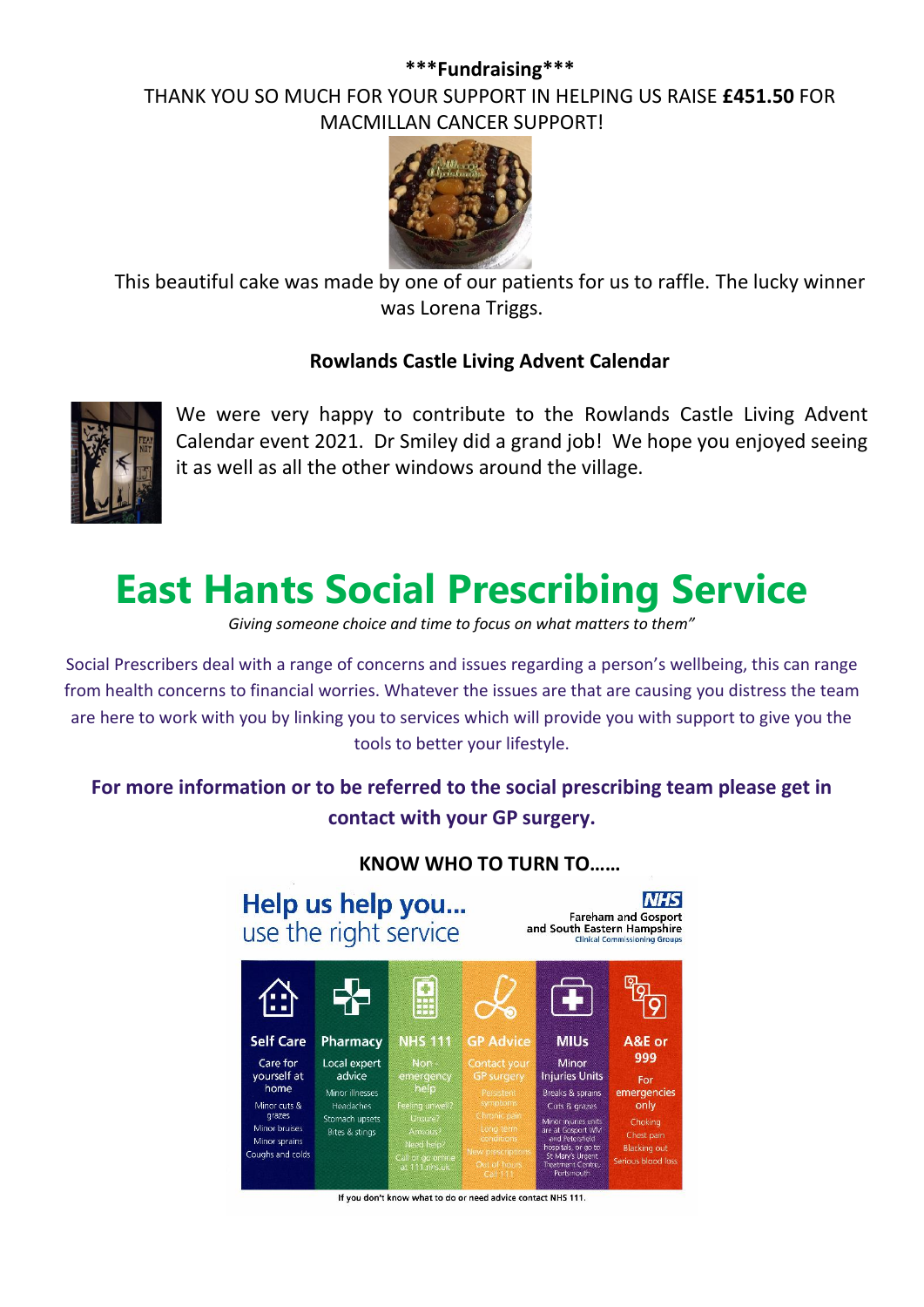**\*\*\*Fundraising\*\*\***

THANK YOU SO MUCH FOR YOUR SUPPORT IN HELPING US RAISE **£451.50** FOR MACMILLAN CANCER SUPPORT!

This beautiful cake was made by one of our patients for us to raffle. The lucky winner was Lorena Triggs.

**Rowlands Castle Living Advent Calendar**

We were very happy to contribute to the Rowlands Castle Living Advent Calendar event 2021. Dr Smiley did a grand job! We hope you enjoyed seeing it as well as all the other windows around the village.

# East Hants Social Prescribing Service

*Giving someone choice and time to focus on what matters to them"*

Social Prescribers deal with a range of concerns and issues regarding a person's wellbeing, this can range from health concerns to financial worries. Whatever the issues are that are causing you distress the team are here to work with you by linking you to services which will provide you with support to give you the tools to better your lifestyle.

**For more information or to be referred to the social prescribing team please get in contact with your GP surgery.**

**KNOW WHO TO TURN TO……**

Help us help you...
use the right service

NHS
Fareham and Gosport
and South Eastern Hampshire
Clinical Commissioning Groups

| Self Care | Pharmacy | NHS 111 | GP Advice | MIUs | A&E or 999 |
|---|---|---|---|---|---|
| Care for yourself at home | Local expert advice | Non-emergency help | Contact your GP surgery | Minor Injuries Units | For emergencies only |
| Minor cuts & grazes<br>Minor bruises<br>Minor sprains<br>Coughs and colds | Minor illnesses<br>Headaches<br>Stomach upsets<br>Bites & stings | Feeling unwell?<br>Unsure?<br>Anxious?<br>Need help?<br>Call or go online at 111.nhs.uk | Persistent symptoms<br>Chronic pain<br>Long term conditions<br>New prescriptions<br>Out of hours Call 111 | Breaks & sprains<br>Cuts & grazes<br>Minor injuries units are at Gosport WM and Petersfield hospitals, or go to St Mary's Urgent Treatment Centre, Portsmouth | Choking<br>Chest pain<br>Blacking out<br>Serious blood loss |

If you don't know what to do or need advice contact NHS 111.